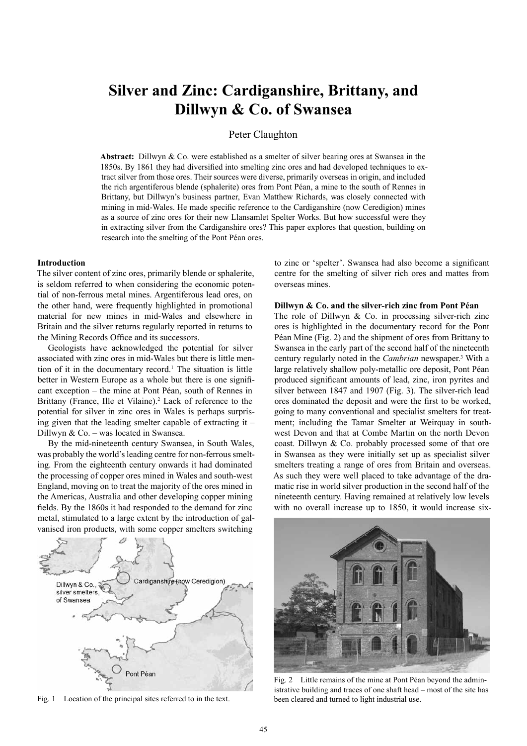# Silver and Zinc: Cardiganshire, Brittany, and Dillwyn & Co. of Swansea

Peter Claughton

**Abstract:** Dillwyn & Co. were established as a smelter of silver bearing ores at Swansea in the 1850s. By 1861 they had diversified into smelting zinc ores and had developed techniques to extract silver from those ores. Their sources were diverse, primarily overseas in origin, and included the rich argentiferous blende (sphalerite) ores from Pont Péan, a mine to the south of Rennes in Brittany, but Dillwyn's business partner, Evan Matthew Richards, was closely connected with mining in mid-Wales. He made specific reference to the Cardiganshire (now Ceredigion) mines as a source of zinc ores for their new Llansamlet Spelter Works. But how successful were they in extracting silver from the Cardiganshire ores? This paper explores that question, building on research into the smelting of the Pont Péan ores.

**Introduction**

The silver content of zinc ores, primarily blende or sphalerite, is seldom referred to when considering the economic potential of non-ferrous metal mines. Argentiferous lead ores, on the other hand, were frequently highlighted in promotional material for new mines in mid-Wales and elsewhere in Britain and the silver returns regularly reported in returns to the Mining Records Office and its successors.

Geologists have acknowledged the potential for silver associated with zinc ores in mid-Wales but there is little mention of it in the documentary record.[1] The situation is little better in Western Europe as a whole but there is one significant exception – the mine at Pont Péan, south of Rennes in Brittany (France, Ille et Vilaine).[2] Lack of reference to the potential for silver in zinc ores in Wales is perhaps surprising given that the leading smelter capable of extracting it – Dillwyn & Co. – was located in Swansea.

By the mid-nineteenth century Swansea, in South Wales, was probably the world's leading centre for non-ferrous smelting. From the eighteenth century onwards it had dominated the processing of copper ores mined in Wales and south-west England, moving on to treat the majority of the ores mined in the Americas, Australia and other developing copper mining fields. By the 1860s it had responded to the demand for zinc metal, stimulated to a large extent by the introduction of galvanised iron products, with some copper smelters switching to zinc or 'spelter'. Swansea had also become a significant centre for the smelting of silver rich ores and mattes from overseas mines.

Dillwyn & Co., silver smelters, of Swansea

Cardiganshire (now Ceredigion)

Pont Péan

Fig. 1 Location of the principal sites referred to in the text.

**Dillwyn & Co. and the silver-rich zinc from Pont Péan**

The role of Dillwyn & Co. in processing silver-rich zinc ores is highlighted in the documentary record for the Pont Péan Mine (Fig. 2) and the shipment of ores from Brittany to Swansea in the early part of the second half of the nineteenth century regularly noted in the *Cambrian* newspaper.[3] With a large relatively shallow poly-metallic ore deposit, Pont Péan produced significant amounts of lead, zinc, iron pyrites and silver between 1847 and 1907 (Fig. 3). The silver-rich lead ores dominated the deposit and were the first to be worked, going to many conventional and specialist smelters for treatment; including the Tamar Smelter at Weirquay in south-west Devon and that at Combe Martin on the north Devon coast. Dillwyn & Co. probably processed some of that ore in Swansea as they were initially set up as specialist silver smelters treating a range of ores from Britain and overseas. As such they were well placed to take advantage of the dramatic rise in world silver production in the second half of the nineteenth century. Having remained at relatively low levels with no overall increase up to 1850, it would increase six-

Fig. 2 Little remains of the mine at Pont Péan beyond the administrative building and traces of one shaft head – most of the site has been cleared and turned to light industrial use.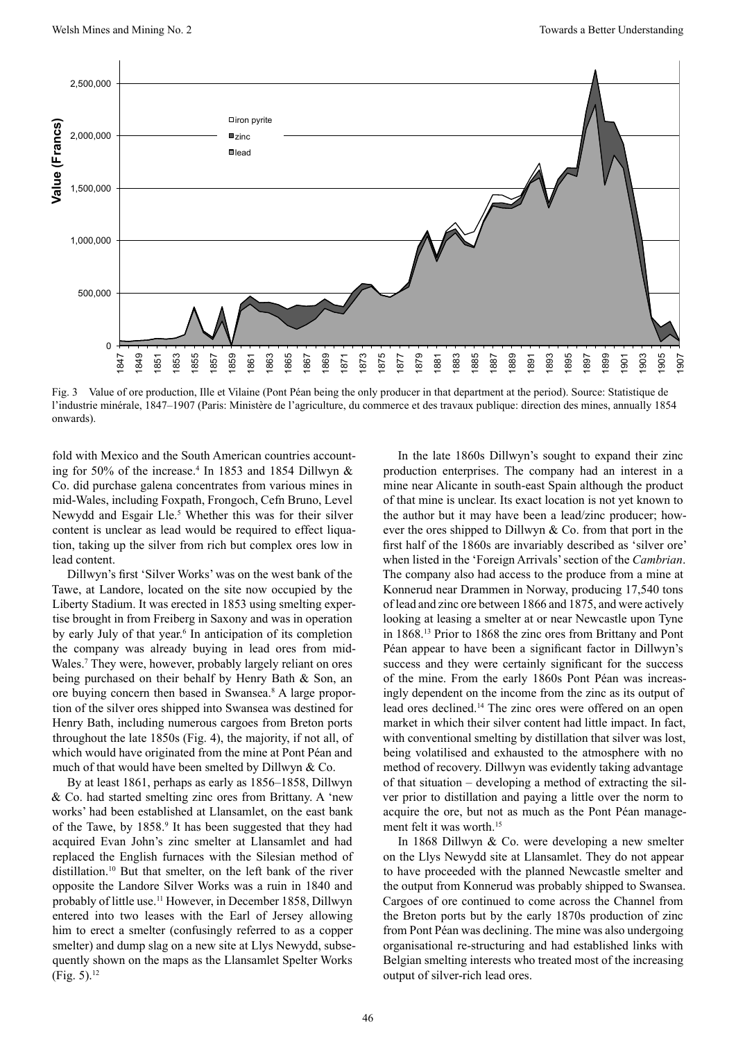Value (Francs)

2,500,000

2,000,000

1,500,000

1,000,000

500,000

0

iron pyrite

zinc

lead

1847 1849 1851 1853 1855 1857 1859 1861 1863 1865 1867 1869 1871 1873 1875 1877 1879 1881 1883 1885 1887 1889 1891 1893 1895 1897 1899 1901 1903 1905 1907

Fig. 3 Value of ore production, Ille et Vilaine (Pont Péan being the only producer in that department at the period). Source: Statistique de l'industrie minérale, 1847–1907 (Paris: Ministère de l'agriculture, du commerce et des travaux publique: direction des mines, annually 1854 onwards).

fold with Mexico and the South American countries accounting for 50% of the increase.[4] In 1853 and 1854 Dillwyn & Co. did purchase galena concentrates from various mines in mid-Wales, including Foxpath, Frongoch, Cefn Bruno, Level Newydd and Esgair Lle.[5] Whether this was for their silver content is unclear as lead would be required to effect liquation, taking up the silver from rich but complex ores low in lead content.

Dillwyn's first 'Silver Works' was on the west bank of the Tawe, at Landore, located on the site now occupied by the Liberty Stadium. It was erected in 1853 using smelting expertise brought in from Freiberg in Saxony and was in operation by early July of that year.[6] In anticipation of its completion the company was already buying in lead ores from mid-Wales.[7] They were, however, probably largely reliant on ores being purchased on their behalf by Henry Bath & Son, an ore buying concern then based in Swansea.[8] A large proportion of the silver ores shipped into Swansea was destined for Henry Bath, including numerous cargoes from Breton ports throughout the late 1850s (Fig. 4), the majority, if not all, of which would have originated from the mine at Pont Péan and much of that would have been smelted by Dillwyn & Co.

By at least 1861, perhaps as early as 1856–1858, Dillwyn & Co. had started smelting zinc ores from Brittany. A 'new works' had been established at Llansamlet, on the east bank of the Tawe, by 1858.[9] It has been suggested that they had acquired Evan John's zinc smelter at Llansamlet and had replaced the English furnaces with the Silesian method of distillation.[10] But that smelter, on the left bank of the river opposite the Landore Silver Works was a ruin in 1840 and probably of little use.[11] However, in December 1858, Dillwyn entered into two leases with the Earl of Jersey allowing him to erect a smelter (confusingly referred to as a copper smelter) and dump slag on a new site at Llys Newydd, subsequently shown on the maps as the Llansamlet Spelter Works (Fig. 5).[12]

In the late 1860s Dillwyn's sought to expand their zinc production enterprises. The company had an interest in a mine near Alicante in south-east Spain although the product of that mine is unclear. Its exact location is not yet known to the author but it may have been a lead/zinc producer; however the ores shipped to Dillwyn & Co. from that port in the first half of the 1860s are invariably described as 'silver ore' when listed in the 'Foreign Arrivals' section of the *Cambrian*. The company also had access to the produce from a mine at Konnerud near Drammen in Norway, producing 17,540 tons of lead and zinc ore between 1866 and 1875, and were actively looking at leasing a smelter at or near Newcastle upon Tyne in 1868.[13] Prior to 1868 the zinc ores from Brittany and Pont Péan appear to have been a significant factor in Dillwyn's success and they were certainly significant for the success of the mine. From the early 1860s Pont Péan was increasingly dependent on the income from the zinc as its output of lead ores declined.[14] The zinc ores were offered on an open market in which their silver content had little impact. In fact, with conventional smelting by distillation that silver was lost, being volatilised and exhausted to the atmosphere with no method of recovery. Dillwyn was evidently taking advantage of that situation – developing a method of extracting the silver prior to distillation and paying a little over the norm to acquire the ore, but not as much as the Pont Péan management felt it was worth.[15]

In 1868 Dillwyn & Co. were developing a new smelter on the Llys Newydd site at Llansamlet. They do not appear to have proceeded with the planned Newcastle smelter and the output from Konnerud was probably shipped to Swansea. Cargoes of ore continued to come across the Channel from the Breton ports but by the early 1870s production of zinc from Pont Péan was declining. The mine was also undergoing organisational re-structuring and had established links with Belgian smelting interests who treated most of the increasing output of silver-rich lead ores.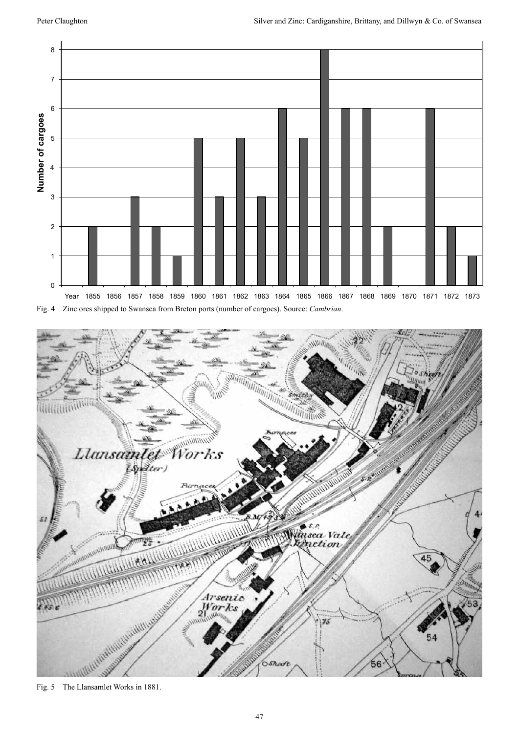Number of cargoes

8
7
6
5
4
3
2
1
0

Year 1855 1856 1857 1858 1859 1860 1861 1862 1863 1864 1865 1866 1867 1868 1869 1870 1871 1872 1873

Fig. 4 Zinc ores shipped to Swansea from Breton ports (number of cargoes). Source: *Cambrian*.

Fig. 5 The Llansamlet Works in 1881.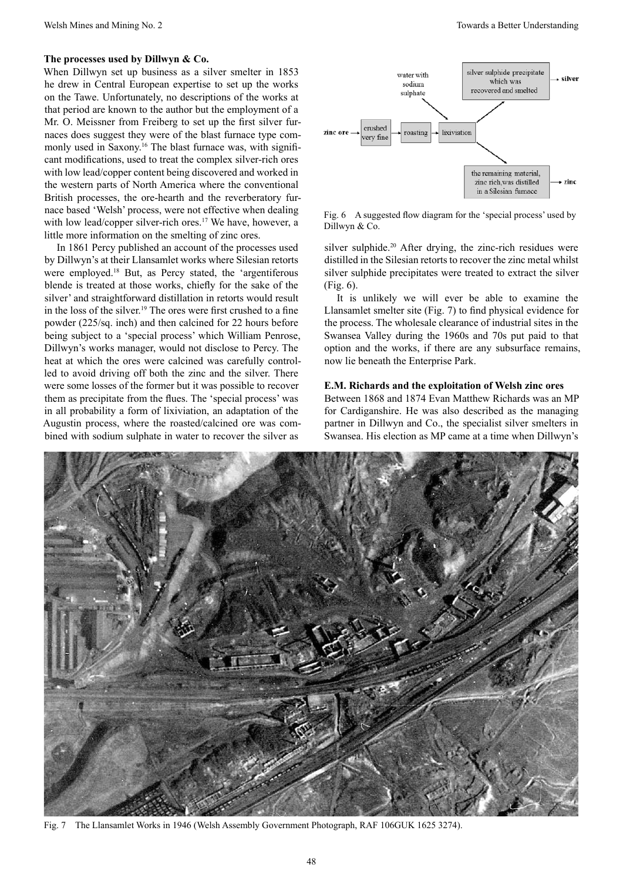### The processes used by Dillwyn & Co.

When Dillwyn set up business as a silver smelter in 1853 he drew in Central European expertise to set up the works on the Tawe. Unfortunately, no descriptions of the works at that period are known to the author but the employment of a Mr. O. Meissner from Freiberg to set up the first silver furnaces does suggest they were of the blast furnace type commonly used in Saxony.[16] The blast furnace was, with significant modifications, used to treat the complex silver-rich ores with low lead/copper content being discovered and worked in the western parts of North America where the conventional British processes, the ore-hearth and the reverberatory furnace based 'Welsh' process, were not effective when dealing with low lead/copper silver-rich ores.[17] We have, however, a little more information on the smelting of zinc ores.

In 1861 Percy published an account of the processes used by Dillwyn's at their Llansamlet works where Silesian retorts were employed.[18] But, as Percy stated, the 'argentiferous blende is treated at those works, chiefly for the sake of the silver' and straightforward distillation in retorts would result in the loss of the silver.[19] The ores were first crushed to a fine powder (225/sq. inch) and then calcined for 22 hours before being subject to a 'special process' which William Penrose, Dillwyn's works manager, would not disclose to Percy. The heat at which the ores were calcined was carefully controlled to avoid driving off both the zinc and the silver. There were some losses of the former but it was possible to recover them as precipitate from the flues. The 'special process' was in all probability a form of lixiviation, an adaptation of the Augustin process, where the roasted/calcined ore was combined with sodium sulphate in water to recover the silver as silver sulphide.[20] After drying, the zinc-rich residues were distilled in the Silesian retorts to recover the zinc metal whilst silver sulphide precipitates were treated to extract the silver (Fig. 6).

zinc ore → crushed very fine → roasting → lixiviation
water with sodium sulphate
silver sulphide precipitate which was recovered and smelted → silver
the remaining material, zinc rich,was distilled in a Silesian furnace → zinc

Fig. 6 A suggested flow diagram for the 'special process' used by Dillwyn & Co.

It is unlikely we will ever be able to examine the Llansamlet smelter site (Fig. 7) to find physical evidence for the process. The wholesale clearance of industrial sites in the Swansea Valley during the 1960s and 70s put paid to that option and the works, if there are any subsurface remains, now lie beneath the Enterprise Park.

### E.M. Richards and the exploitation of Welsh zinc ores

Between 1868 and 1874 Evan Matthew Richards was an MP for Cardiganshire. He was also described as the managing partner in Dillwyn and Co., the specialist silver smelters in Swansea. His election as MP came at a time when Dillwyn's

Fig. 7 The Llansamlet Works in 1946 (Welsh Assembly Government Photograph, RAF 106GUK 1625 3274).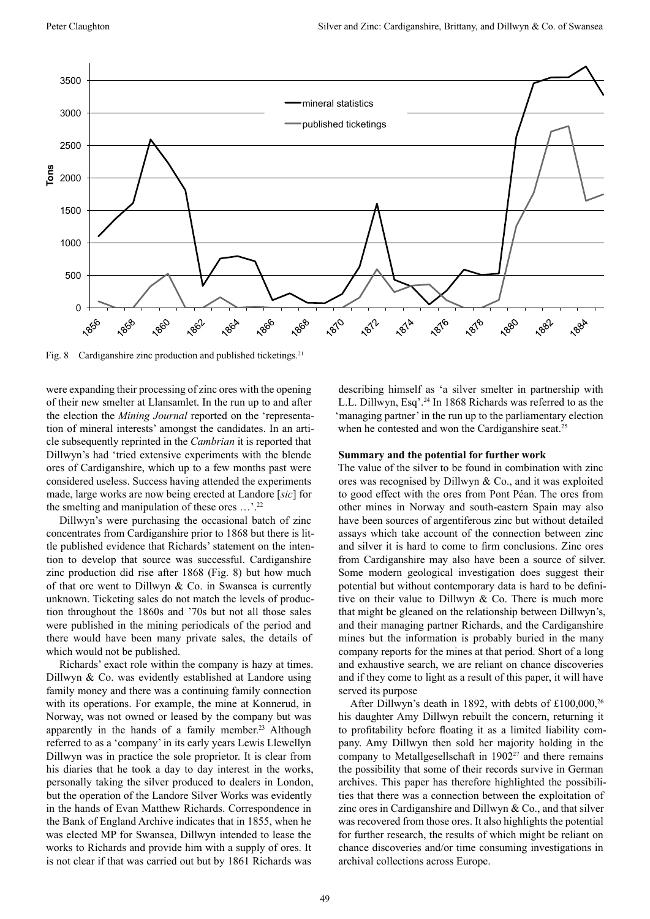Tons

3500
3000
2500
2000
1500
1000
500
0

1856 1858 1860 1862 1864 1866 1868 1870 1872 1874 1876 1878 1880 1882 1884

mineral statistics
published ticketings

Fig. 8 Cardiganshire zinc production and published ticketings.[21]

were expanding their processing of zinc ores with the opening of their new smelter at Llansamlet. In the run up to and after the election the *Mining Journal* reported on the 'representation of mineral interests' amongst the candidates. In an article subsequently reprinted in the *Cambrian* it is reported that Dillwyn's had 'tried extensive experiments with the blende ores of Cardiganshire, which up to a few months past were considered useless. Success having attended the experiments made, large works are now being erected at Landore [*sic*] for the smelting and manipulation of these ores …'.[22]

Dillwyn's were purchasing the occasional batch of zinc concentrates from Cardiganshire prior to 1868 but there is little published evidence that Richards' statement on the intention to develop that source was successful. Cardiganshire zinc production did rise after 1868 (Fig. 8) but how much of that ore went to Dillwyn & Co. in Swansea is currently unknown. Ticketing sales do not match the levels of production throughout the 1860s and '70s but not all those sales were published in the mining periodicals of the period and there would have been many private sales, the details of which would not be published.

Richards' exact role within the company is hazy at times. Dillwyn & Co. was evidently established at Landore using family money and there was a continuing family connection with its operations. For example, the mine at Konnerud, in Norway, was not owned or leased by the company but was apparently in the hands of a family member.[23] Although referred to as a 'company' in its early years Lewis Llewellyn Dillwyn was in practice the sole proprietor. It is clear from his diaries that he took a day to day interest in the works, personally taking the silver produced to dealers in London, but the operation of the Landore Silver Works was evidently in the hands of Evan Matthew Richards. Correspondence in the Bank of England Archive indicates that in 1855, when he was elected MP for Swansea, Dillwyn intended to lease the works to Richards and provide him with a supply of ores. It is not clear if that was carried out but by 1861 Richards was describing himself as 'a silver smelter in partnership with L.L. Dillwyn, Esq'.[24] In 1868 Richards was referred to as the 'managing partner' in the run up to the parliamentary election when he contested and won the Cardiganshire seat.[25]

**Summary and the potential for further work**

The value of the silver to be found in combination with zinc ores was recognised by Dillwyn & Co., and it was exploited to good effect with the ores from Pont Péan. The ores from other mines in Norway and south-eastern Spain may also have been sources of argentiferous zinc but without detailed assays which take account of the connection between zinc and silver it is hard to come to firm conclusions. Zinc ores from Cardiganshire may also have been a source of silver. Some modern geological investigation does suggest their potential but without contemporary data is hard to be definitive on their value to Dillwyn & Co. There is much more that might be gleaned on the relationship between Dillwyn's, and their managing partner Richards, and the Cardiganshire mines but the information is probably buried in the many company reports for the mines at that period. Short of a long and exhaustive search, we are reliant on chance discoveries and if they come to light as a result of this paper, it will have served its purpose

After Dillwyn's death in 1892, with debts of £100,000,[26] his daughter Amy Dillwyn rebuilt the concern, returning it to profitability before floating it as a limited liability company. Amy Dillwyn then sold her majority holding in the company to Metallgesellschaft in 1902[27] and there remains the possibility that some of their records survive in German archives. This paper has therefore highlighted the possibilities that there was a connection between the exploitation of zinc ores in Cardiganshire and Dillwyn & Co., and that silver was recovered from those ores. It also highlights the potential for further research, the results of which might be reliant on chance discoveries and/or time consuming investigations in archival collections across Europe.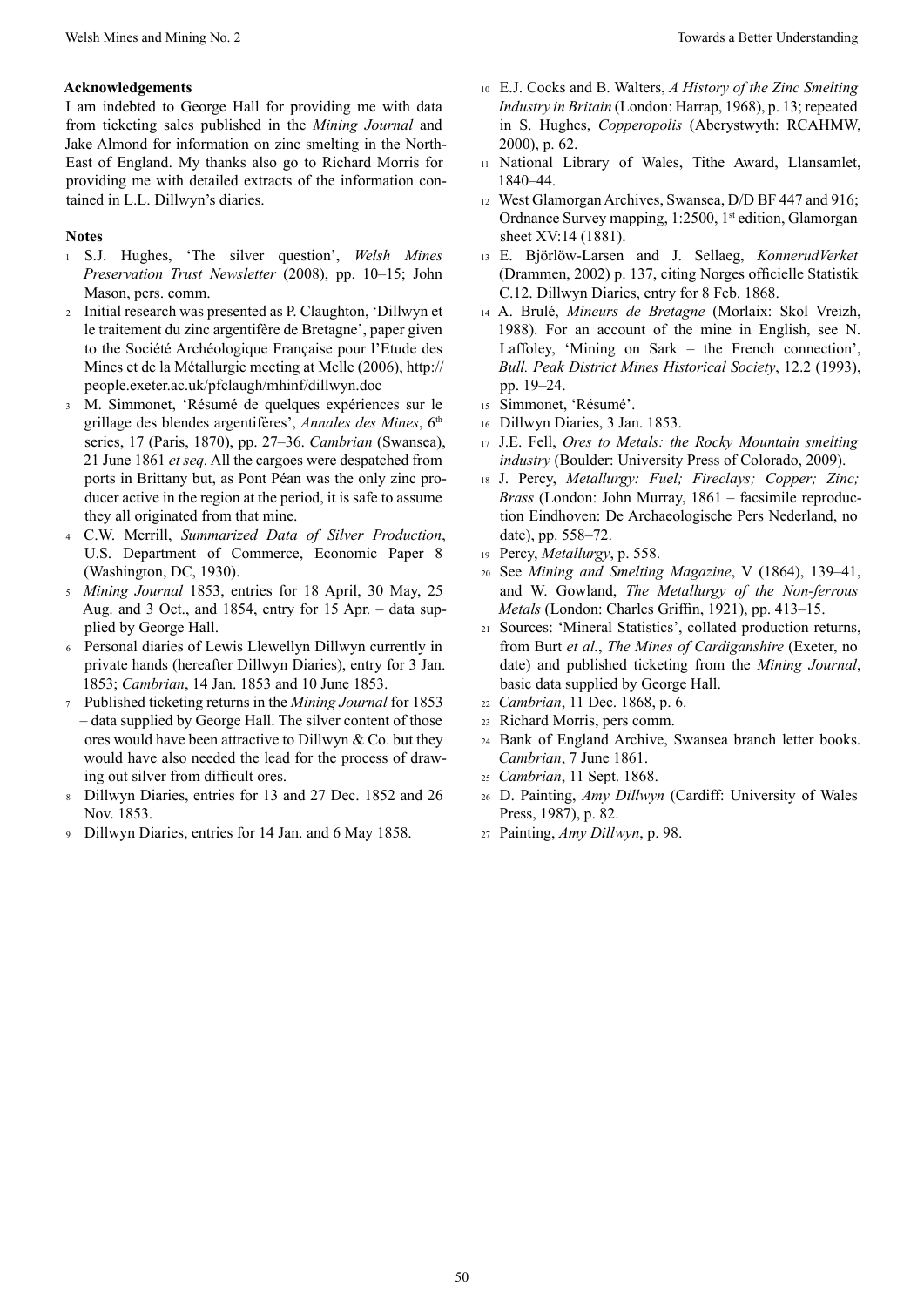## Acknowledgements

I am indebted to George Hall for providing me with data from ticketing sales published in the *Mining Journal* and Jake Almond for information on zinc smelting in the North-East of England. My thanks also go to Richard Morris for providing me with detailed extracts of the information contained in L.L. Dillwyn's diaries.

## Notes

1. S.J. Hughes, 'The silver question', *Welsh Mines Preservation Trust Newsletter* (2008), pp. 10–15; John Mason, pers. comm.
2. Initial research was presented as P. Claughton, 'Dillwyn et le traitement du zinc argentifère de Bretagne', paper given to the Société Archéologique Française pour l'Etude des Mines et de la Métallurgie meeting at Melle (2006), http://people.exeter.ac.uk/pfclaugh/mhinf/dillwyn.doc
3. M. Simmonet, 'Résumé de quelques expériences sur le grillage des blendes argentifères', *Annales des Mines*, 6th series, 17 (Paris, 1870), pp. 27–36. *Cambrian* (Swansea), 21 June 1861 *et seq.* All the cargoes were despatched from ports in Brittany but, as Pont Péan was the only zinc producer active in the region at the period, it is safe to assume they all originated from that mine.
4. C.W. Merrill, *Summarized Data of Silver Production*, U.S. Department of Commerce, Economic Paper 8 (Washington, DC, 1930).
5. *Mining Journal* 1853, entries for 18 April, 30 May, 25 Aug. and 3 Oct., and 1854, entry for 15 Apr. – data supplied by George Hall.
6. Personal diaries of Lewis Llewellyn Dillwyn currently in private hands (hereafter Dillwyn Diaries), entry for 3 Jan. 1853; *Cambrian*, 14 Jan. 1853 and 10 June 1853.
7. Published ticketing returns in the *Mining Journal* for 1853 – data supplied by George Hall. The silver content of those ores would have been attractive to Dillwyn & Co. but they would have also needed the lead for the process of drawing out silver from difficult ores.
8. Dillwyn Diaries, entries for 13 and 27 Dec. 1852 and 26 Nov. 1853.
9. Dillwyn Diaries, entries for 14 Jan. and 6 May 1858.
10. E.J. Cocks and B. Walters, *A History of the Zinc Smelting Industry in Britain* (London: Harrap, 1968), p. 13; repeated in S. Hughes, *Copperopolis* (Aberystwyth: RCAHMW, 2000), p. 62.
11. National Library of Wales, Tithe Award, Llansamlet, 1840–44.
12. West Glamorgan Archives, Swansea, D/D BF 447 and 916; Ordnance Survey mapping, 1:2500, 1st edition, Glamorgan sheet XV:14 (1881).
13. E. Björlöw-Larsen and J. Sellaeg, *KonnerudVerket* (Drammen, 2002) p. 137, citing Norges officielle Statistik C.12. Dillwyn Diaries, entry for 8 Feb. 1868.
14. A. Brulé, *Mineurs de Bretagne* (Morlaix: Skol Vreizh, 1988). For an account of the mine in English, see N. Laffoley, 'Mining on Sark – the French connection', *Bull. Peak District Mines Historical Society*, 12.2 (1993), pp. 19–24.
15. Simmonet, 'Résumé'.
16. Dillwyn Diaries, 3 Jan. 1853.
17. J.E. Fell, *Ores to Metals: the Rocky Mountain smelting industry* (Boulder: University Press of Colorado, 2009).
18. J. Percy, *Metallurgy: Fuel; Fireclays; Copper; Zinc; Brass* (London: John Murray, 1861 – facsimile reproduction Eindhoven: De Archaeologische Pers Nederland, no date), pp. 558–72.
19. Percy, *Metallurgy*, p. 558.
20. See *Mining and Smelting Magazine*, V (1864), 139–41, and W. Gowland, *The Metallurgy of the Non-ferrous Metals* (London: Charles Griffin, 1921), pp. 413–15.
21. Sources: 'Mineral Statistics', collated production returns, from Burt *et al.*, *The Mines of Cardiganshire* (Exeter, no date) and published ticketing from the *Mining Journal*, basic data supplied by George Hall.
22. *Cambrian*, 11 Dec. 1868, p. 6.
23. Richard Morris, pers comm.
24. Bank of England Archive, Swansea branch letter books. *Cambrian*, 7 June 1861.
25. *Cambrian*, 11 Sept. 1868.
26. D. Painting, *Amy Dillwyn* (Cardiff: University of Wales Press, 1987), p. 82.
27. Painting, *Amy Dillwyn*, p. 98.